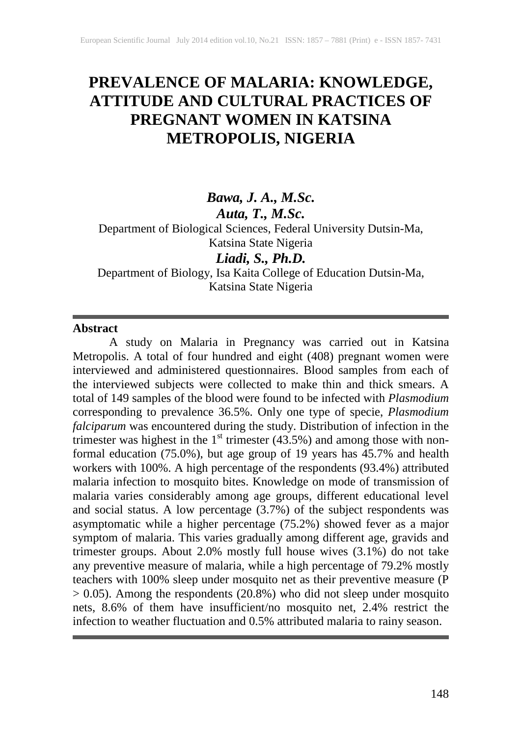# PREVALENCE OF MALARIA: KNOWLEDGE, ATTITUDE AND CULTURAL PRACTICES OF PREGNANT WOMEN IN KATSINA METROPOLIS, NIGERIA

***Bawa, J. A., M.Sc.***

***Auta, T., M.Sc.***

Department of Biological Sciences, Federal University Dutsin-Ma, Katsina State Nigeria

***Liadi, S., Ph.D.***

Department of Biology, Isa Kaita College of Education Dutsin-Ma, Katsina State Nigeria

---

**Abstract**

A study on Malaria in Pregnancy was carried out in Katsina Metropolis. A total of four hundred and eight (408) pregnant women were interviewed and administered questionnaires. Blood samples from each of the interviewed subjects were collected to make thin and thick smears. A total of 149 samples of the blood were found to be infected with *Plasmodium* corresponding to prevalence 36.5%. Only one type of specie, *Plasmodium falciparum* was encountered during the study. Distribution of infection in the trimester was highest in the 1$^{st}$ trimester (43.5%) and among those with non-formal education (75.0%), but age group of 19 years has 45.7% and health workers with 100%. A high percentage of the respondents (93.4%) attributed malaria infection to mosquito bites. Knowledge on mode of transmission of malaria varies considerably among age groups, different educational level and social status. A low percentage (3.7%) of the subject respondents was asymptomatic while a higher percentage (75.2%) showed fever as a major symptom of malaria. This varies gradually among different age, gravids and trimester groups. About 2.0% mostly full house wives (3.1%) do not take any preventive measure of malaria, while a high percentage of 79.2% mostly teachers with 100% sleep under mosquito net as their preventive measure ($P > 0.05$). Among the respondents (20.8%) who did not sleep under mosquito nets, 8.6% of them have insufficient/no mosquito net, 2.4% restrict the infection to weather fluctuation and 0.5% attributed malaria to rainy season.

---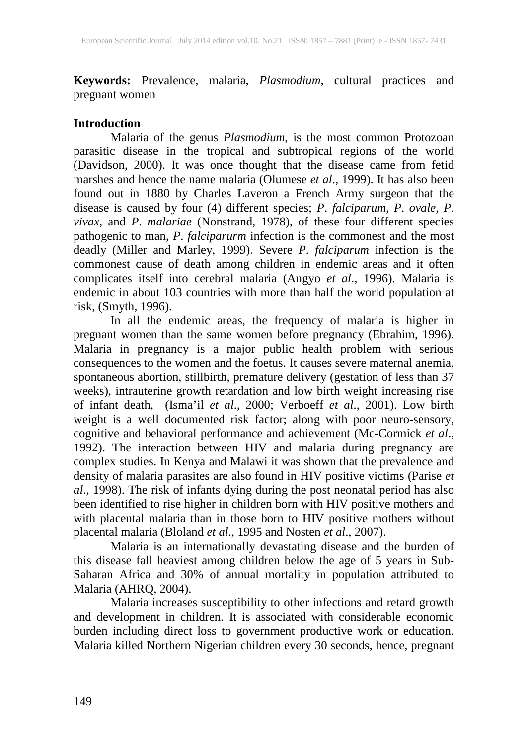**Keywords:** Prevalence, malaria, *Plasmodium*, cultural practices and pregnant women

## Introduction

Malaria of the genus *Plasmodium*, is the most common Protozoan parasitic disease in the tropical and subtropical regions of the world (Davidson, 2000). It was once thought that the disease came from fetid marshes and hence the name malaria (Olumese *et al*., 1999). It has also been found out in 1880 by Charles Laveron a French Army surgeon that the disease is caused by four (4) different species; *P*. *falciparum*, *P*. *ovale*, *P*. *vivax*, and *P*. *malariae* (Nonstrand, 1978), of these four different species pathogenic to man, *P*. *falciparurm* infection is the commonest and the most deadly (Miller and Marley, 1999). Severe *P*. *falciparum* infection is the commonest cause of death among children in endemic areas and it often complicates itself into cerebral malaria (Angyo *et al*., 1996). Malaria is endemic in about 103 countries with more than half the world population at risk, (Smyth, 1996).

In all the endemic areas, the frequency of malaria is higher in pregnant women than the same women before pregnancy (Ebrahim, 1996). Malaria in pregnancy is a major public health problem with serious consequences to the women and the foetus. It causes severe maternal anemia, spontaneous abortion, stillbirth, premature delivery (gestation of less than 37 weeks), intrauterine growth retardation and low birth weight increasing rise of infant death, (Isma'il *et al*., 2000; Verboeff *et al*., 2001). Low birth weight is a well documented risk factor; along with poor neuro-sensory, cognitive and behavioral performance and achievement (Mc-Cormick *et al*., 1992). The interaction between HIV and malaria during pregnancy are complex studies. In Kenya and Malawi it was shown that the prevalence and density of malaria parasites are also found in HIV positive victims (Parise *et al*., 1998). The risk of infants dying during the post neonatal period has also been identified to rise higher in children born with HIV positive mothers and with placental malaria than in those born to HIV positive mothers without placental malaria (Bloland *et al*., 1995 and Nosten *et al*., 2007).

Malaria is an internationally devastating disease and the burden of this disease fall heaviest among children below the age of 5 years in Sub-Saharan Africa and 30% of annual mortality in population attributed to Malaria (AHRQ, 2004).

Malaria increases susceptibility to other infections and retard growth and development in children. It is associated with considerable economic burden including direct loss to government productive work or education. Malaria killed Northern Nigerian children every 30 seconds, hence, pregnant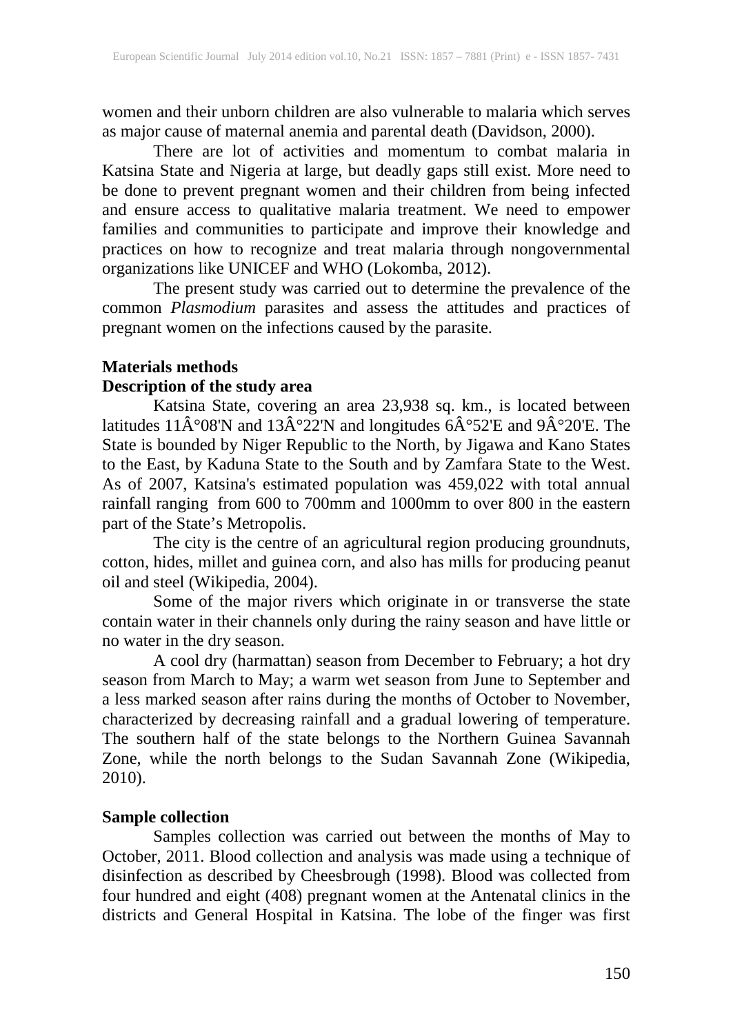women and their unborn children are also vulnerable to malaria which serves as major cause of maternal anemia and parental death (Davidson, 2000).

There are lot of activities and momentum to combat malaria in Katsina State and Nigeria at large, but deadly gaps still exist. More need to be done to prevent pregnant women and their children from being infected and ensure access to qualitative malaria treatment. We need to empower families and communities to participate and improve their knowledge and practices on how to recognize and treat malaria through nongovernmental organizations like UNICEF and WHO (Lokomba, 2012).

The present study was carried out to determine the prevalence of the common *Plasmodium* parasites and assess the attitudes and practices of pregnant women on the infections caused by the parasite.

## Materials methods

### Description of the study area

Katsina State, covering an area 23,938 sq. km., is located between latitudes 11Â°08'N and 13Â°22'N and longitudes 6Â°52'E and 9Â°20'E. The State is bounded by Niger Republic to the North, by Jigawa and Kano States to the East, by Kaduna State to the South and by Zamfara State to the West. As of 2007, Katsina's estimated population was 459,022 with total annual rainfall ranging from 600 to 700mm and 1000mm to over 800 in the eastern part of the State's Metropolis.

The city is the centre of an agricultural region producing groundnuts, cotton, hides, millet and guinea corn, and also has mills for producing peanut oil and steel (Wikipedia, 2004).

Some of the major rivers which originate in or transverse the state contain water in their channels only during the rainy season and have little or no water in the dry season.

A cool dry (harmattan) season from December to February; a hot dry season from March to May; a warm wet season from June to September and a less marked season after rains during the months of October to November, characterized by decreasing rainfall and a gradual lowering of temperature. The southern half of the state belongs to the Northern Guinea Savannah Zone, while the north belongs to the Sudan Savannah Zone (Wikipedia, 2010).

### Sample collection

Samples collection was carried out between the months of May to October, 2011. Blood collection and analysis was made using a technique of disinfection as described by Cheesbrough (1998). Blood was collected from four hundred and eight (408) pregnant women at the Antenatal clinics in the districts and General Hospital in Katsina. The lobe of the finger was first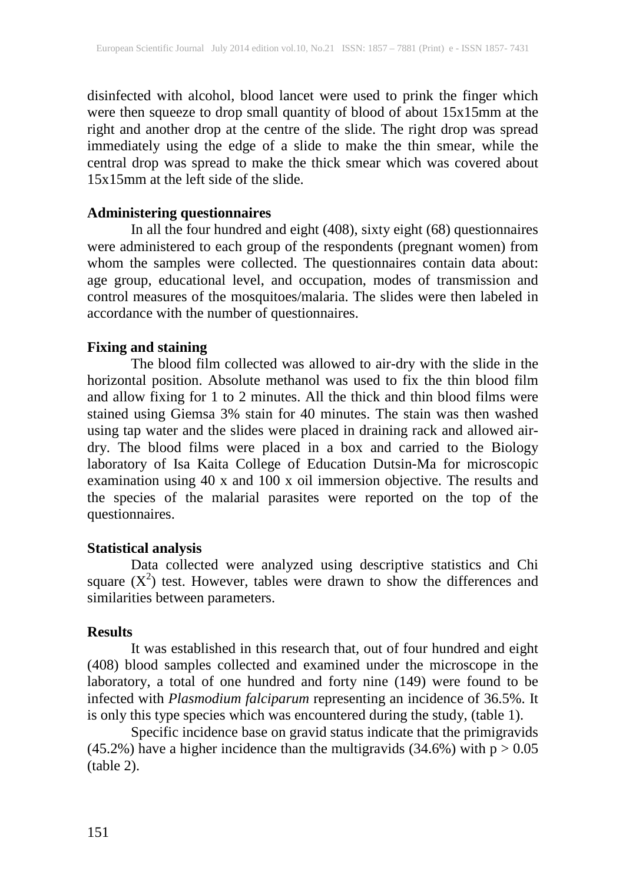disinfected with alcohol, blood lancet were used to prink the finger which were then squeeze to drop small quantity of blood of about 15x15mm at the right and another drop at the centre of the slide. The right drop was spread immediately using the edge of a slide to make the thin smear, while the central drop was spread to make the thick smear which was covered about 15x15mm at the left side of the slide.

**Administering questionnaires**

In all the four hundred and eight (408), sixty eight (68) questionnaires were administered to each group of the respondents (pregnant women) from whom the samples were collected. The questionnaires contain data about: age group, educational level, and occupation, modes of transmission and control measures of the mosquitoes/malaria. The slides were then labeled in accordance with the number of questionnaires.

**Fixing and staining**

The blood film collected was allowed to air-dry with the slide in the horizontal position. Absolute methanol was used to fix the thin blood film and allow fixing for 1 to 2 minutes. All the thick and thin blood films were stained using Giemsa 3% stain for 40 minutes. The stain was then washed using tap water and the slides were placed in draining rack and allowed air-dry. The blood films were placed in a box and carried to the Biology laboratory of Isa Kaita College of Education Dutsin-Ma for microscopic examination using 40 x and 100 x oil immersion objective. The results and the species of the malarial parasites were reported on the top of the questionnaires.

**Statistical analysis**

Data collected were analyzed using descriptive statistics and Chi square ($X^2$) test. However, tables were drawn to show the differences and similarities between parameters.

**Results**

It was established in this research that, out of four hundred and eight (408) blood samples collected and examined under the microscope in the laboratory, a total of one hundred and forty nine (149) were found to be infected with *Plasmodium falciparum* representing an incidence of 36.5%. It is only this type species which was encountered during the study, (table 1).

Specific incidence base on gravid status indicate that the primigravids (45.2%) have a higher incidence than the multigravids (34.6%) with $p > 0.05$ (table 2).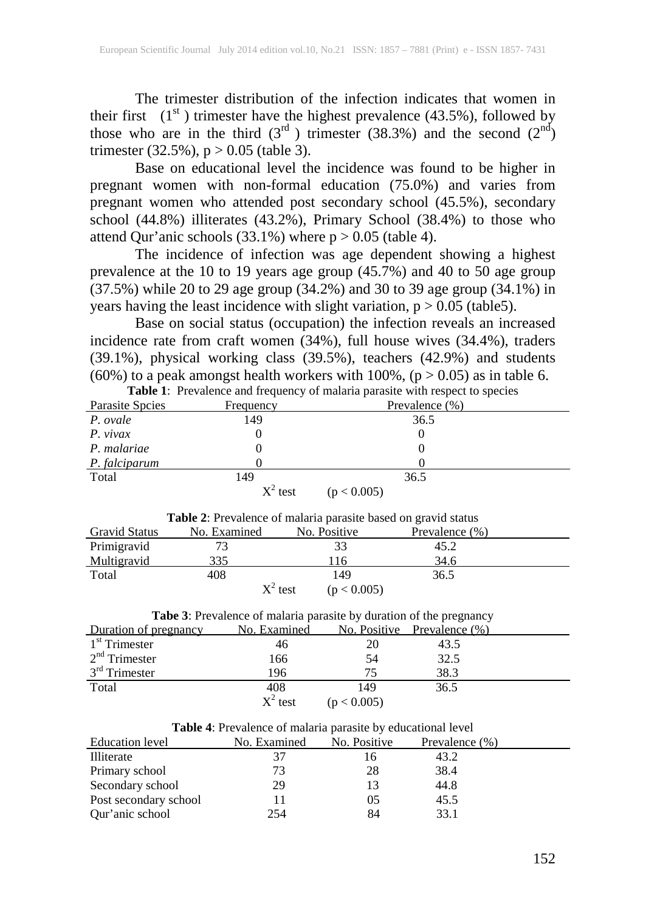The trimester distribution of the infection indicates that women in their first ($1^{st}$) trimester have the highest prevalence (43.5%), followed by those who are in the third ($3^{rd}$) trimester (38.3%) and the second ($2^{nd}$) trimester (32.5%), $p > 0.05$ (table 3).

Base on educational level the incidence was found to be higher in pregnant women with non-formal education (75.0%) and varies from pregnant women who attended post secondary school (45.5%), secondary school (44.8%) illiterates (43.2%), Primary School (38.4%) to those who attend Qur'anic schools (33.1%) where $p > 0.05$ (table 4).

The incidence of infection was age dependent showing a highest prevalence at the 10 to 19 years age group (45.7%) and 40 to 50 age group (37.5%) while 20 to 29 age group (34.2%) and 30 to 39 age group (34.1%) in years having the least incidence with slight variation, $p > 0.05$ (table5).

Base on social status (occupation) the infection reveals an increased incidence rate from craft women (34%), full house wives (34.4%), traders (39.1%), physical working class (39.5%), teachers (42.9%) and students (60%) to a peak amongst health workers with 100%, ($p > 0.05$) as in table 6.

**Table 1**: Prevalence and frequency of malaria parasite with respect to species

| Parasite Spcies | Frequency | Prevalence (%) |
|---|---|---|
| *P. ovale* | 149 | 36.5 |
| *P. vivax* | 0 | 0 |
| *P. malariae* | 0 | 0 |
| *P. falciparum* | 0 | 0 |
| Total | 149 | 36.5 |
| | $X^2$ test | ($p < 0.005$) |

**Table 2**: Prevalence of malaria parasite based on gravid status

| Gravid Status | No. Examined | No. Positive | Prevalence (%) |
|---|---|---|---|
| Primigravid | 73 | 33 | 45.2 |
| Multigravid | 335 | 116 | 34.6 |
| Total | 408 | 149 | 36.5 |
| | $X^2$ test | ($p < 0.005$) | |

**Tabe 3**: Prevalence of malaria parasite by duration of the pregnancy

| Duration of pregnancy | No. Examined | No. Positive | Prevalence (%) |
|---|---|---|---|
| $1^{st}$ Trimester | 46 | 20 | 43.5 |
| $2^{nd}$ Trimester | 166 | 54 | 32.5 |
| $3^{rd}$ Trimester | 196 | 75 | 38.3 |
| Total | 408 | 149 | 36.5 |
| | $X^2$ test | ($p < 0.005$) | |

**Table 4**: Prevalence of malaria parasite by educational level

| Education level | No. Examined | No. Positive | Prevalence (%) |
|---|---|---|---|
| Illiterate | 37 | 16 | 43.2 |
| Primary school | 73 | 28 | 38.4 |
| Secondary school | 29 | 13 | 44.8 |
| Post secondary school | 11 | 05 | 45.5 |
| Qur'anic school | 254 | 84 | 33.1 |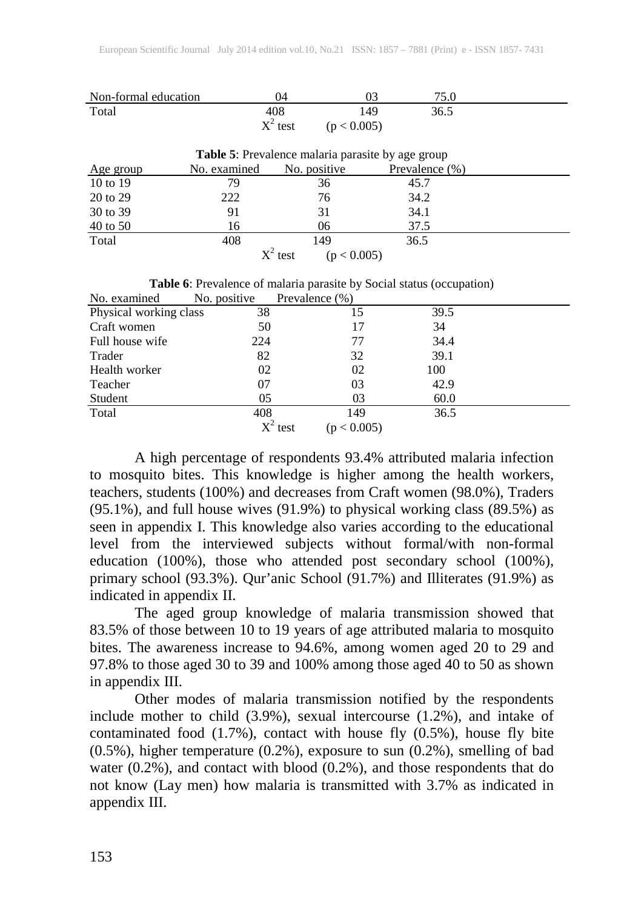| | | | |
|---|---|---|---|
| Non-formal education | 04 | 03 | 75.0 |
| Total | 408 | 149 | 36.5 |
| | $X^2$ test | ($p < 0.005$) | |

**Table 5**: Prevalence malaria parasite by age group

| Age group | No. examined | No. positive | Prevalence (%) |
|---|---|---|---|
| 10 to 19 | 79 | 36 | 45.7 |
| 20 to 29 | 222 | 76 | 34.2 |
| 30 to 39 | 91 | 31 | 34.1 |
| 40 to 50 | 16 | 06 | 37.5 |
| Total | 408 | 149 | 36.5 |
| | $X^2$ test | ($p < 0.005$) | |

**Table 6**: Prevalence of malaria parasite by Social status (occupation)

| No. examined | No. positive | Prevalence (%) | |
|---|---|---|---|
| Physical working class | 38 | 15 | 39.5 |
| Craft women | 50 | 17 | 34 |
| Full house wife | 224 | 77 | 34.4 |
| Trader | 82 | 32 | 39.1 |
| Health worker | 02 | 02 | 100 |
| Teacher | 07 | 03 | 42.9 |
| Student | 05 | 03 | 60.0 |
| Total | 408 | 149 | 36.5 |
| | $X^2$ test | ($p < 0.005$) | |

A high percentage of respondents 93.4% attributed malaria infection to mosquito bites. This knowledge is higher among the health workers, teachers, students (100%) and decreases from Craft women (98.0%), Traders (95.1%), and full house wives (91.9%) to physical working class (89.5%) as seen in appendix I. This knowledge also varies according to the educational level from the interviewed subjects without formal/with non-formal education (100%), those who attended post secondary school (100%), primary school (93.3%). Qur'anic School (91.7%) and Illiterates (91.9%) as indicated in appendix II.

The aged group knowledge of malaria transmission showed that 83.5% of those between 10 to 19 years of age attributed malaria to mosquito bites. The awareness increase to 94.6%, among women aged 20 to 29 and 97.8% to those aged 30 to 39 and 100% among those aged 40 to 50 as shown in appendix III.

Other modes of malaria transmission notified by the respondents include mother to child (3.9%), sexual intercourse (1.2%), and intake of contaminated food (1.7%), contact with house fly (0.5%), house fly bite (0.5%), higher temperature (0.2%), exposure to sun (0.2%), smelling of bad water (0.2%), and contact with blood (0.2%), and those respondents that do not know (Lay men) how malaria is transmitted with 3.7% as indicated in appendix III.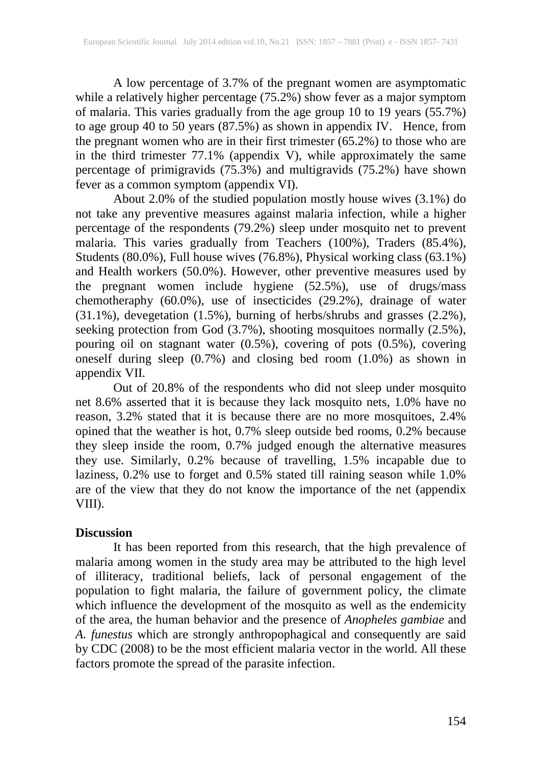A low percentage of 3.7% of the pregnant women are asymptomatic while a relatively higher percentage (75.2%) show fever as a major symptom of malaria. This varies gradually from the age group 10 to 19 years (55.7%) to age group 40 to 50 years (87.5%) as shown in appendix IV. Hence, from the pregnant women who are in their first trimester (65.2%) to those who are in the third trimester 77.1% (appendix V), while approximately the same percentage of primigravids (75.3%) and multigravids (75.2%) have shown fever as a common symptom (appendix VI).

About 2.0% of the studied population mostly house wives (3.1%) do not take any preventive measures against malaria infection, while a higher percentage of the respondents (79.2%) sleep under mosquito net to prevent malaria. This varies gradually from Teachers (100%), Traders (85.4%), Students (80.0%), Full house wives (76.8%), Physical working class (63.1%) and Health workers (50.0%). However, other preventive measures used by the pregnant women include hygiene (52.5%), use of drugs/mass chemotheraphy (60.0%), use of insecticides (29.2%), drainage of water (31.1%), devegetation (1.5%), burning of herbs/shrubs and grasses (2.2%), seeking protection from God (3.7%), shooting mosquitoes normally (2.5%), pouring oil on stagnant water (0.5%), covering of pots (0.5%), covering oneself during sleep (0.7%) and closing bed room (1.0%) as shown in appendix VII.

Out of 20.8% of the respondents who did not sleep under mosquito net 8.6% asserted that it is because they lack mosquito nets, 1.0% have no reason, 3.2% stated that it is because there are no more mosquitoes, 2.4% opined that the weather is hot, 0.7% sleep outside bed rooms, 0.2% because they sleep inside the room, 0.7% judged enough the alternative measures they use. Similarly, 0.2% because of travelling, 1.5% incapable due to laziness, 0.2% use to forget and 0.5% stated till raining season while 1.0% are of the view that they do not know the importance of the net (appendix VIII).

**Discussion**

It has been reported from this research, that the high prevalence of malaria among women in the study area may be attributed to the high level of illiteracy, traditional beliefs, lack of personal engagement of the population to fight malaria, the failure of government policy, the climate which influence the development of the mosquito as well as the endemicity of the area, the human behavior and the presence of *Anopheles gambiae* and *A. funestus* which are strongly anthropophagical and consequently are said by CDC (2008) to be the most efficient malaria vector in the world. All these factors promote the spread of the parasite infection.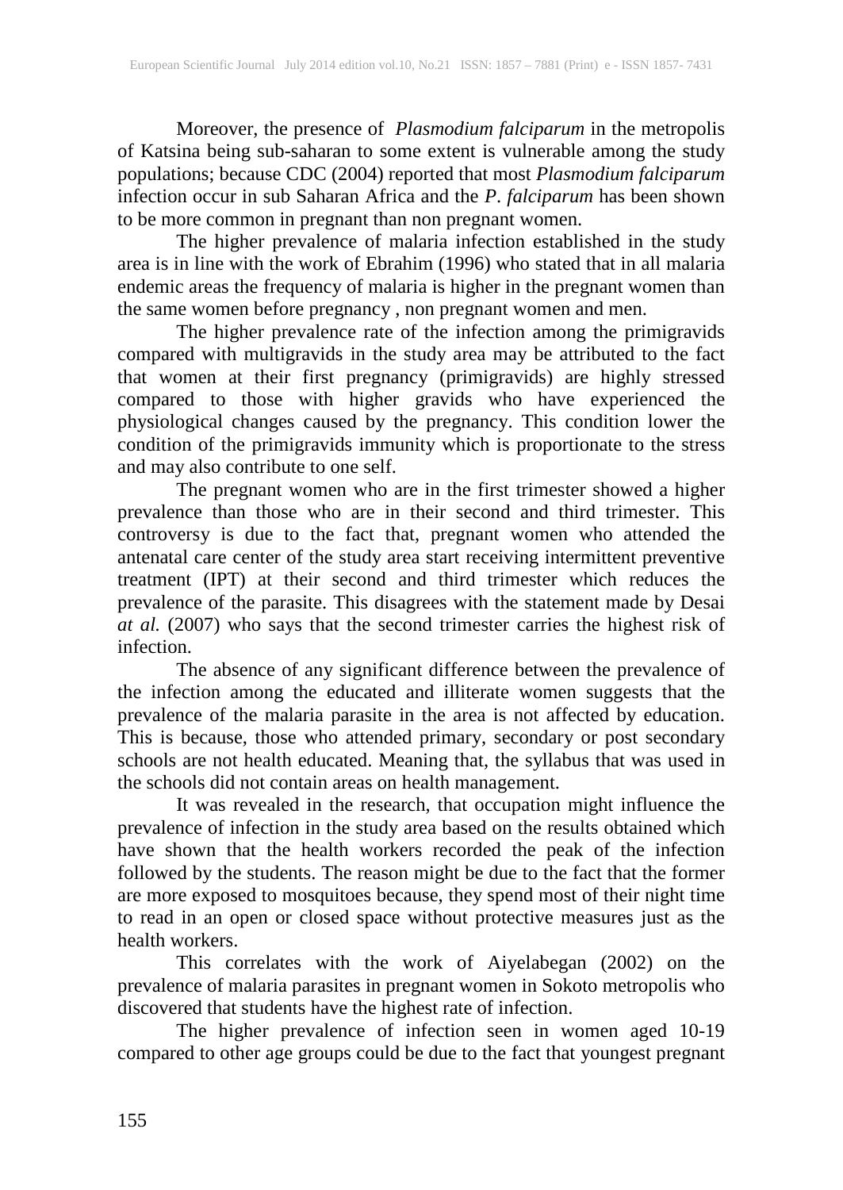Moreover, the presence of *Plasmodium falciparum* in the metropolis of Katsina being sub-saharan to some extent is vulnerable among the study populations; because CDC (2004) reported that most *Plasmodium falciparum* infection occur in sub Saharan Africa and the *P. falciparum* has been shown to be more common in pregnant than non pregnant women.

The higher prevalence of malaria infection established in the study area is in line with the work of Ebrahim (1996) who stated that in all malaria endemic areas the frequency of malaria is higher in the pregnant women than the same women before pregnancy , non pregnant women and men.

The higher prevalence rate of the infection among the primigravids compared with multigravids in the study area may be attributed to the fact that women at their first pregnancy (primigravids) are highly stressed compared to those with higher gravids who have experienced the physiological changes caused by the pregnancy. This condition lower the condition of the primigravids immunity which is proportionate to the stress and may also contribute to one self.

The pregnant women who are in the first trimester showed a higher prevalence than those who are in their second and third trimester. This controversy is due to the fact that, pregnant women who attended the antenatal care center of the study area start receiving intermittent preventive treatment (IPT) at their second and third trimester which reduces the prevalence of the parasite. This disagrees with the statement made by Desai *at al.* (2007) who says that the second trimester carries the highest risk of infection.

The absence of any significant difference between the prevalence of the infection among the educated and illiterate women suggests that the prevalence of the malaria parasite in the area is not affected by education. This is because, those who attended primary, secondary or post secondary schools are not health educated. Meaning that, the syllabus that was used in the schools did not contain areas on health management.

It was revealed in the research, that occupation might influence the prevalence of infection in the study area based on the results obtained which have shown that the health workers recorded the peak of the infection followed by the students. The reason might be due to the fact that the former are more exposed to mosquitoes because, they spend most of their night time to read in an open or closed space without protective measures just as the health workers.

This correlates with the work of Aiyelabegan (2002) on the prevalence of malaria parasites in pregnant women in Sokoto metropolis who discovered that students have the highest rate of infection.

The higher prevalence of infection seen in women aged 10-19 compared to other age groups could be due to the fact that youngest pregnant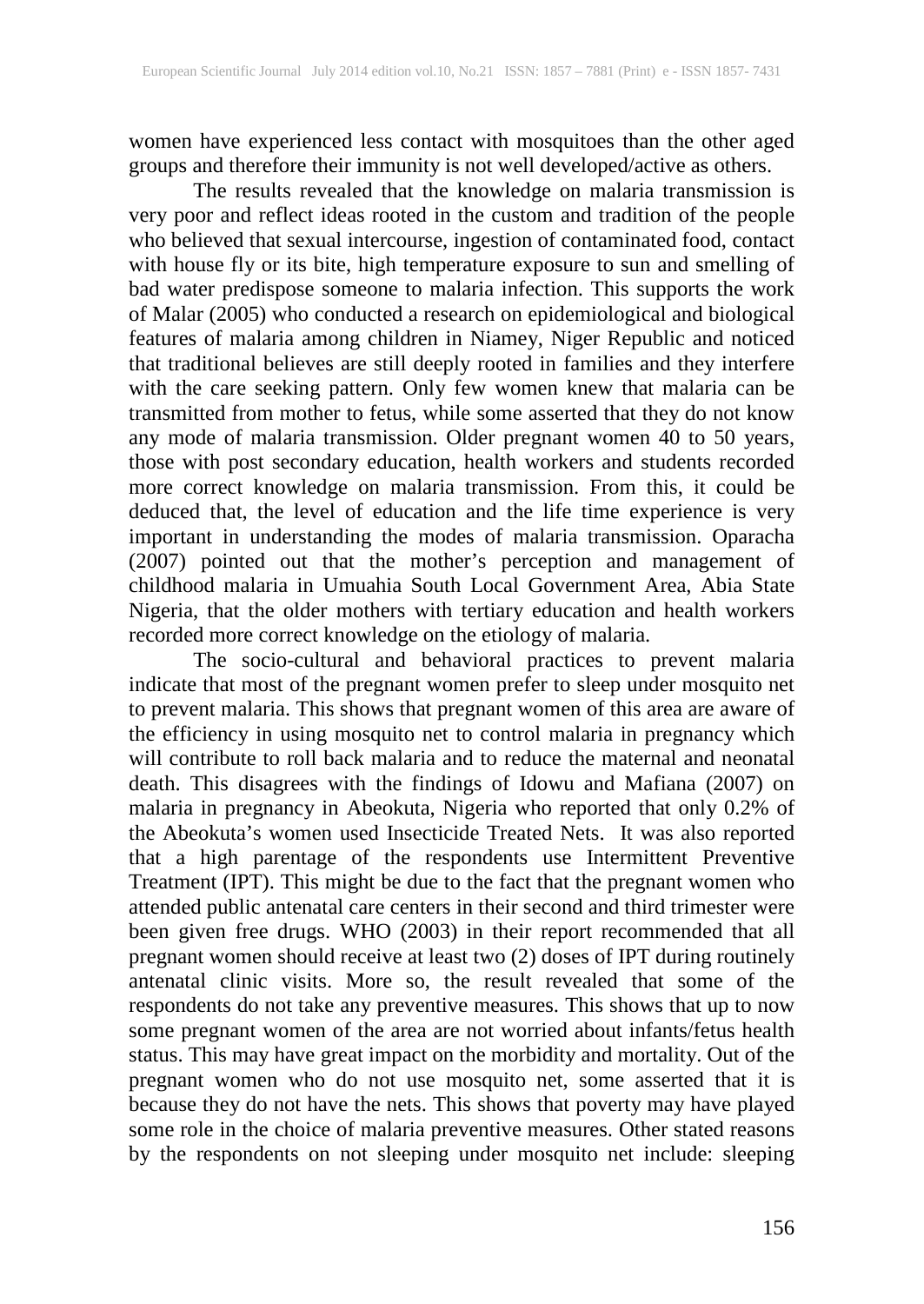women have experienced less contact with mosquitoes than the other aged groups and therefore their immunity is not well developed/active as others.

The results revealed that the knowledge on malaria transmission is very poor and reflect ideas rooted in the custom and tradition of the people who believed that sexual intercourse, ingestion of contaminated food, contact with house fly or its bite, high temperature exposure to sun and smelling of bad water predispose someone to malaria infection. This supports the work of Malar (2005) who conducted a research on epidemiological and biological features of malaria among children in Niamey, Niger Republic and noticed that traditional believes are still deeply rooted in families and they interfere with the care seeking pattern. Only few women knew that malaria can be transmitted from mother to fetus, while some asserted that they do not know any mode of malaria transmission. Older pregnant women 40 to 50 years, those with post secondary education, health workers and students recorded more correct knowledge on malaria transmission. From this, it could be deduced that, the level of education and the life time experience is very important in understanding the modes of malaria transmission. Oparacha (2007) pointed out that the mother's perception and management of childhood malaria in Umuahia South Local Government Area, Abia State Nigeria, that the older mothers with tertiary education and health workers recorded more correct knowledge on the etiology of malaria.

The socio-cultural and behavioral practices to prevent malaria indicate that most of the pregnant women prefer to sleep under mosquito net to prevent malaria. This shows that pregnant women of this area are aware of the efficiency in using mosquito net to control malaria in pregnancy which will contribute to roll back malaria and to reduce the maternal and neonatal death. This disagrees with the findings of Idowu and Mafiana (2007) on malaria in pregnancy in Abeokuta, Nigeria who reported that only 0.2% of the Abeokuta's women used Insecticide Treated Nets. It was also reported that a high parentage of the respondents use Intermittent Preventive Treatment (IPT). This might be due to the fact that the pregnant women who attended public antenatal care centers in their second and third trimester were been given free drugs. WHO (2003) in their report recommended that all pregnant women should receive at least two (2) doses of IPT during routinely antenatal clinic visits. More so, the result revealed that some of the respondents do not take any preventive measures. This shows that up to now some pregnant women of the area are not worried about infants/fetus health status. This may have great impact on the morbidity and mortality. Out of the pregnant women who do not use mosquito net, some asserted that it is because they do not have the nets. This shows that poverty may have played some role in the choice of malaria preventive measures. Other stated reasons by the respondents on not sleeping under mosquito net include: sleeping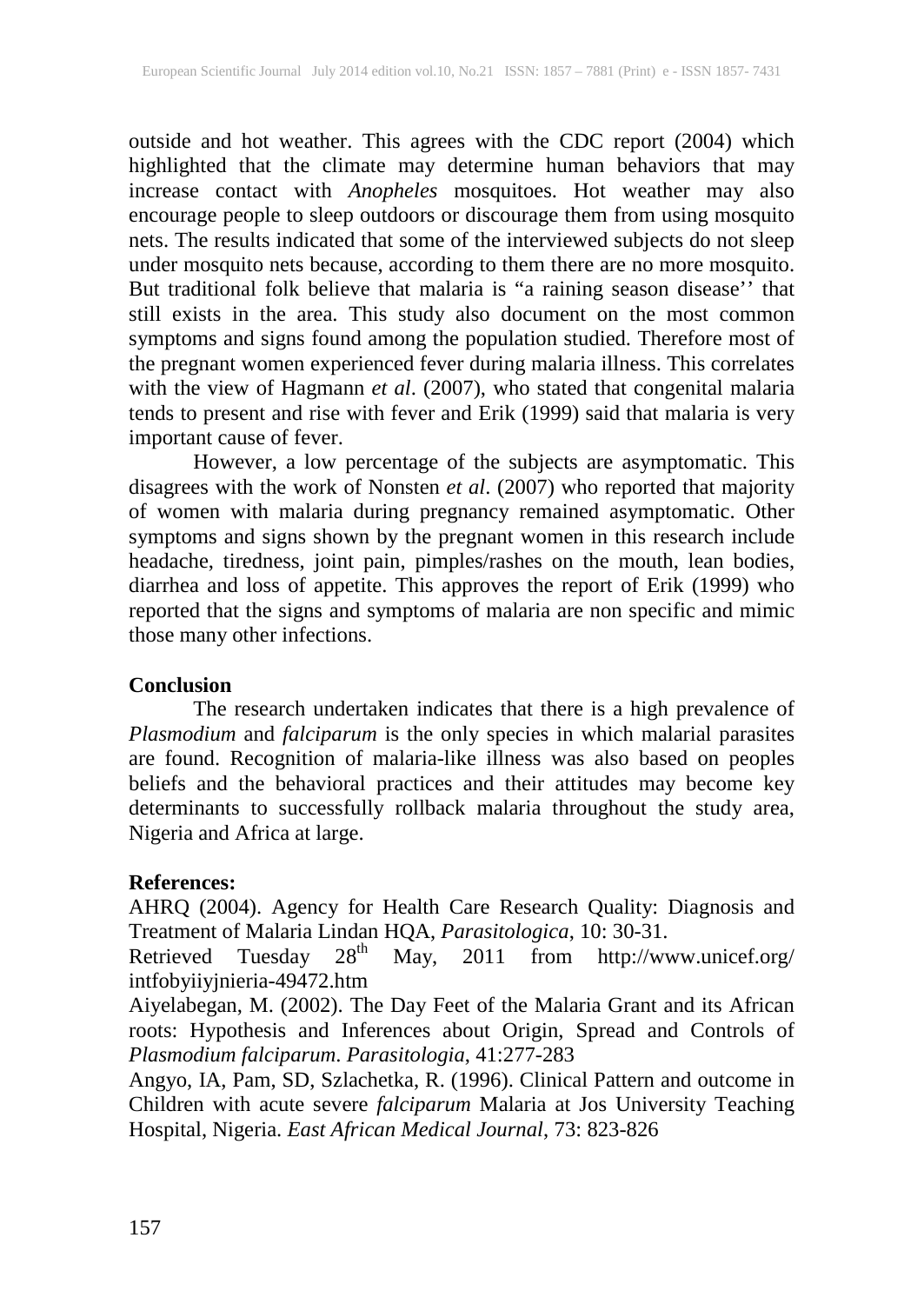outside and hot weather. This agrees with the CDC report (2004) which highlighted that the climate may determine human behaviors that may increase contact with *Anopheles* mosquitoes. Hot weather may also encourage people to sleep outdoors or discourage them from using mosquito nets. The results indicated that some of the interviewed subjects do not sleep under mosquito nets because, according to them there are no more mosquito. But traditional folk believe that malaria is "a raining season disease'' that still exists in the area. This study also document on the most common symptoms and signs found among the population studied. Therefore most of the pregnant women experienced fever during malaria illness. This correlates with the view of Hagmann *et al*. (2007), who stated that congenital malaria tends to present and rise with fever and Erik (1999) said that malaria is very important cause of fever.

However, a low percentage of the subjects are asymptomatic. This disagrees with the work of Nonsten *et al*. (2007) who reported that majority of women with malaria during pregnancy remained asymptomatic. Other symptoms and signs shown by the pregnant women in this research include headache, tiredness, joint pain, pimples/rashes on the mouth, lean bodies, diarrhea and loss of appetite. This approves the report of Erik (1999) who reported that the signs and symptoms of malaria are non specific and mimic those many other infections.

**Conclusion**

The research undertaken indicates that there is a high prevalence of *Plasmodium* and *falciparum* is the only species in which malarial parasites are found. Recognition of malaria-like illness was also based on peoples beliefs and the behavioral practices and their attitudes may become key determinants to successfully rollback malaria throughout the study area, Nigeria and Africa at large.

**References:**

AHRQ (2004). Agency for Health Care Research Quality: Diagnosis and Treatment of Malaria Lindan HQA, *Parasitologica*, 10: 30-31. Retrieved Tuesday 28th May, 2011 from http://www.unicef.org/intfobyiiyjnieria-49472.htm

Aiyelabegan, M. (2002). The Day Feet of the Malaria Grant and its African roots: Hypothesis and Inferences about Origin, Spread and Controls of *Plasmodium falciparum*. *Parasitologia*, 41:277-283

Angyo, IA, Pam, SD, Szlachetka, R. (1996). Clinical Pattern and outcome in Children with acute severe *falciparum* Malaria at Jos University Teaching Hospital, Nigeria. *East African Medical Journal*, 73: 823-826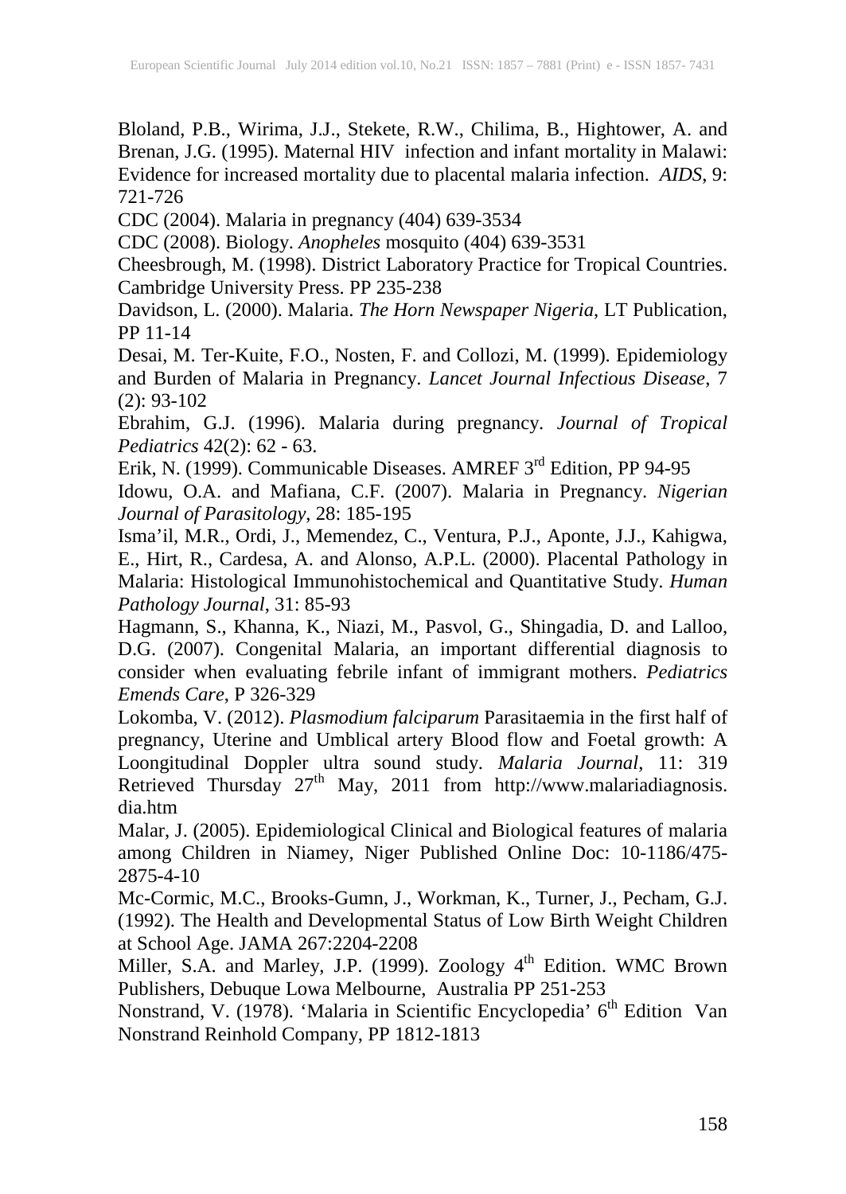Bloland, P.B., Wirima, J.J., Stekete, R.W., Chilima, B., Hightower, A. and Brenan, J.G. (1995). Maternal HIV infection and infant mortality in Malawi: Evidence for increased mortality due to placental malaria infection. *AIDS*, 9: 721-726

CDC (2004). Malaria in pregnancy (404) 639-3534

CDC (2008). Biology. *Anopheles* mosquito (404) 639-3531

Cheesbrough, M. (1998). District Laboratory Practice for Tropical Countries. Cambridge University Press. PP 235-238

Davidson, L. (2000). Malaria. *The Horn Newspaper Nigeria*, LT Publication, PP 11-14

Desai, M. Ter-Kuite, F.O., Nosten, F. and Collozi, M. (1999). Epidemiology and Burden of Malaria in Pregnancy. *Lancet Journal Infectious Disease*, 7 (2): 93-102

Ebrahim, G.J. (1996). Malaria during pregnancy. *Journal of Tropical Pediatrics* 42(2): 62 - 63.

Erik, N. (1999). Communicable Diseases. AMREF 3rd Edition, PP 94-95

Idowu, O.A. and Mafiana, C.F. (2007). Malaria in Pregnancy. *Nigerian Journal of Parasitology*, 28: 185-195

Isma'il, M.R., Ordi, J., Memendez, C., Ventura, P.J., Aponte, J.J., Kahigwa, E., Hirt, R., Cardesa, A. and Alonso, A.P.L. (2000). Placental Pathology in Malaria: Histological Immunohistochemical and Quantitative Study. *Human Pathology Journal*, 31: 85-93

Hagmann, S., Khanna, K., Niazi, M., Pasvol, G., Shingadia, D. and Lalloo, D.G. (2007). Congenital Malaria, an important differential diagnosis to consider when evaluating febrile infant of immigrant mothers. *Pediatrics Emends Care*, P 326-329

Lokomba, V. (2012). *Plasmodium falciparum* Parasitaemia in the first half of pregnancy, Uterine and Umblical artery Blood flow and Foetal growth: A Loongitudinal Doppler ultra sound study. *Malaria Journal*, 11: 319 Retrieved Thursday 27th May, 2011 from http://www.malariadiagnosis.dia.htm

Malar, J. (2005). Epidemiological Clinical and Biological features of malaria among Children in Niamey, Niger Published Online Doc: 10-1186/475-2875-4-10

Mc-Cormic, M.C., Brooks-Gumn, J., Workman, K., Turner, J., Pecham, G.J. (1992). The Health and Developmental Status of Low Birth Weight Children at School Age. JAMA 267:2204-2208

Miller, S.A. and Marley, J.P. (1999). Zoology 4th Edition. WMC Brown Publishers, Debuque Lowa Melbourne, Australia PP 251-253

Nonstrand, V. (1978). 'Malaria in Scientific Encyclopedia' 6th Edition Van Nonstrand Reinhold Company, PP 1812-1813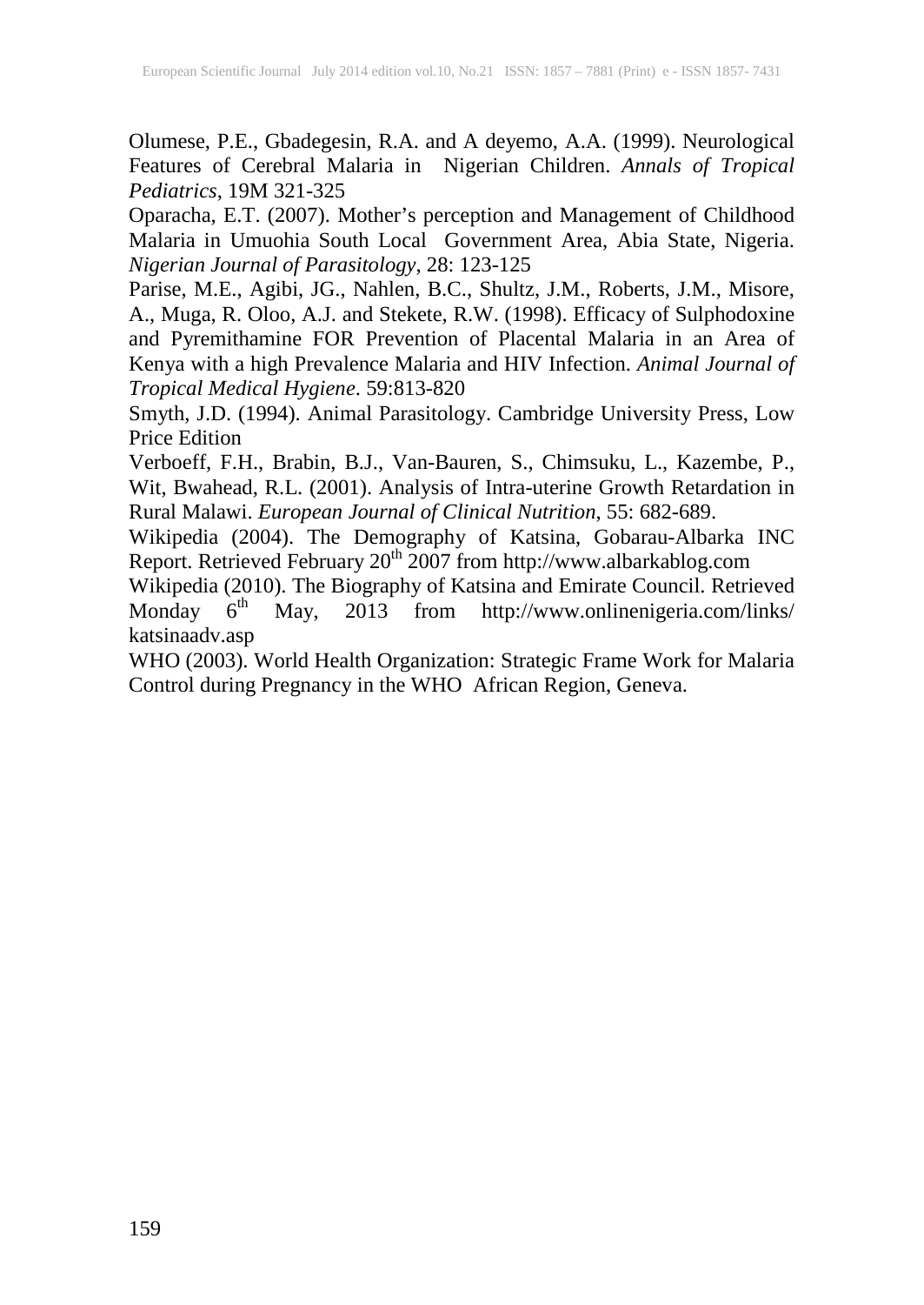Olumese, P.E., Gbadegesin, R.A. and A deyemo, A.A. (1999). Neurological Features of Cerebral Malaria in Nigerian Children. *Annals of Tropical Pediatrics*, 19M 321-325

Oparacha, E.T. (2007). Mother's perception and Management of Childhood Malaria in Umuohia South Local Government Area, Abia State, Nigeria. *Nigerian Journal of Parasitology*, 28: 123-125

Parise, M.E., Agibi, JG., Nahlen, B.C., Shultz, J.M., Roberts, J.M., Misore, A., Muga, R. Oloo, A.J. and Stekete, R.W. (1998). Efficacy of Sulphodoxine and Pyremithamine FOR Prevention of Placental Malaria in an Area of Kenya with a high Prevalence Malaria and HIV Infection. *Animal Journal of Tropical Medical Hygiene*. 59:813-820

Smyth, J.D. (1994). Animal Parasitology. Cambridge University Press, Low Price Edition

Verboeff, F.H., Brabin, B.J., Van-Bauren, S., Chimsuku, L., Kazembe, P., Wit, Bwahead, R.L. (2001). Analysis of Intra-uterine Growth Retardation in Rural Malawi. *European Journal of Clinical Nutrition*, 55: 682-689.

Wikipedia (2004). The Demography of Katsina, Gobarau-Albarka INC Report. Retrieved February 20th 2007 from http://www.albarkablog.com

Wikipedia (2010). The Biography of Katsina and Emirate Council. Retrieved Monday 6th May, 2013 from http://www.onlinenigeria.com/links/katsinaadv.asp

WHO (2003). World Health Organization: Strategic Frame Work for Malaria Control during Pregnancy in the WHO African Region, Geneva.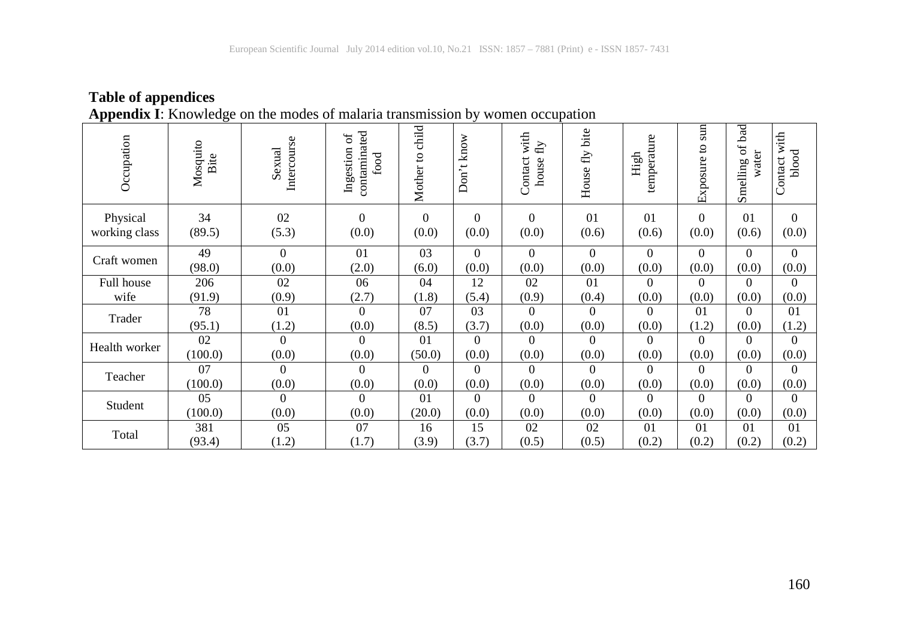**Table of appendices**

**Appendix I**: Knowledge on the modes of malaria transmission by women occupation

| Occupation | Mosquito Bite | Sexual Intercourse | Ingestion of contaminated food | Mother to child | Don't know | Contact with house fly | House fly bite | High temperature | Exposure to sun | Smelling of bad water | Contact with blood |
|---|---|---|---|---|---|---|---|---|---|---|---|
| Physical working class | 34 (89.5) | 02 (5.3) | 0 (0.0) | 0 (0.0) | 0 (0.0) | 0 (0.0) | 01 (0.6) | 01 (0.6) | 0 (0.0) | 01 (0.6) | 0 (0.0) |
| Craft women | 49 (98.0) | 0 (0.0) | 01 (2.0) | 03 (6.0) | 0 (0.0) | 0 (0.0) | 0 (0.0) | 0 (0.0) | 0 (0.0) | 0 (0.0) | 0 (0.0) |
| Full house wife | 206 (91.9) | 02 (0.9) | 06 (2.7) | 04 (1.8) | 12 (5.4) | 02 (0.9) | 01 (0.4) | 0 (0.0) | 0 (0.0) | 0 (0.0) | 0 (0.0) |
| Trader | 78 (95.1) | 01 (1.2) | 0 (0.0) | 07 (8.5) | 03 (3.7) | 0 (0.0) | 0 (0.0) | 0 (0.0) | 01 (1.2) | 0 (0.0) | 01 (1.2) |
| Health worker | 02 (100.0) | 0 (0.0) | 0 (0.0) | 01 (50.0) | 0 (0.0) | 0 (0.0) | 0 (0.0) | 0 (0.0) | 0 (0.0) | 0 (0.0) | 0 (0.0) |
| Teacher | 07 (100.0) | 0 (0.0) | 0 (0.0) | 0 (0.0) | 0 (0.0) | 0 (0.0) | 0 (0.0) | 0 (0.0) | 0 (0.0) | 0 (0.0) | 0 (0.0) |
| Student | 05 (100.0) | 0 (0.0) | 0 (0.0) | 01 (20.0) | 0 (0.0) | 0 (0.0) | 0 (0.0) | 0 (0.0) | 0 (0.0) | 0 (0.0) | 0 (0.0) |
| Total | 381 (93.4) | 05 (1.2) | 07 (1.7) | 16 (3.9) | 15 (3.7) | 02 (0.5) | 02 (0.5) | 01 (0.2) | 01 (0.2) | 01 (0.2) | 01 (0.2) |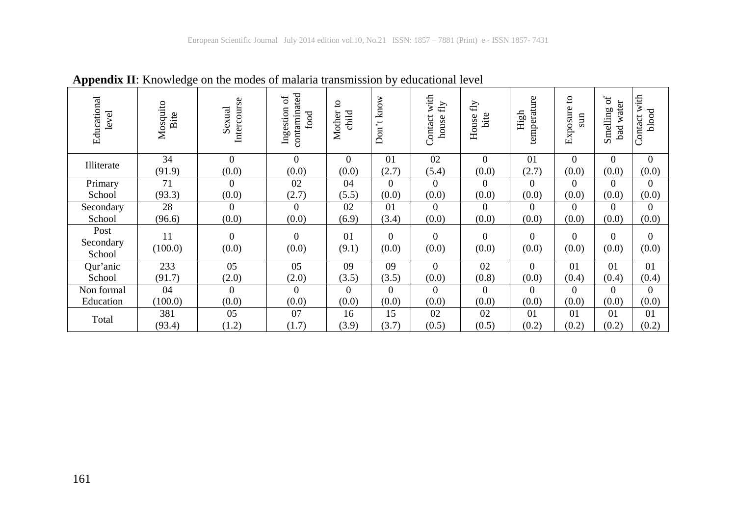**Appendix II**: Knowledge on the modes of malaria transmission by educational level

| Educational level | Mosquito Bite | Sexual Intercourse | Ingestion of contaminated food | Mother to child | Don't know | Contact with house fly | House fly bite | High temperature | Exposure to sun | Smelling of bad water | Contact with blood |
|---|---|---|---|---|---|---|---|---|---|---|---|
| Illiterate | 34 (91.9) | 0 (0.0) | 0 (0.0) | 0 (0.0) | 01 (2.7) | 02 (5.4) | 0 (0.0) | 01 (2.7) | 0 (0.0) | 0 (0.0) | 0 (0.0) |
| Primary School | 71 (93.3) | 0 (0.0) | 02 (2.7) | 04 (5.5) | 0 (0.0) | 0 (0.0) | 0 (0.0) | 0 (0.0) | 0 (0.0) | 0 (0.0) | 0 (0.0) |
| Secondary School | 28 (96.6) | 0 (0.0) | 0 (0.0) | 02 (6.9) | 01 (3.4) | 0 (0.0) | 0 (0.0) | 0 (0.0) | 0 (0.0) | 0 (0.0) | 0 (0.0) |
| Post Secondary School | 11 (100.0) | 0 (0.0) | 0 (0.0) | 01 (9.1) | 0 (0.0) | 0 (0.0) | 0 (0.0) | 0 (0.0) | 0 (0.0) | 0 (0.0) | 0 (0.0) |
| Qur'anic School | 233 (91.7) | 05 (2.0) | 05 (2.0) | 09 (3.5) | 09 (3.5) | 0 (0.0) | 02 (0.8) | 0 (0.0) | 01 (0.4) | 01 (0.4) | 01 (0.4) |
| Non formal Education | 04 (100.0) | 0 (0.0) | 0 (0.0) | 0 (0.0) | 0 (0.0) | 0 (0.0) | 0 (0.0) | 0 (0.0) | 0 (0.0) | 0 (0.0) | 0 (0.0) |
| Total | 381 (93.4) | 05 (1.2) | 07 (1.7) | 16 (3.9) | 15 (3.7) | 02 (0.5) | 02 (0.5) | 01 (0.2) | 01 (0.2) | 01 (0.2) | 01 (0.2) |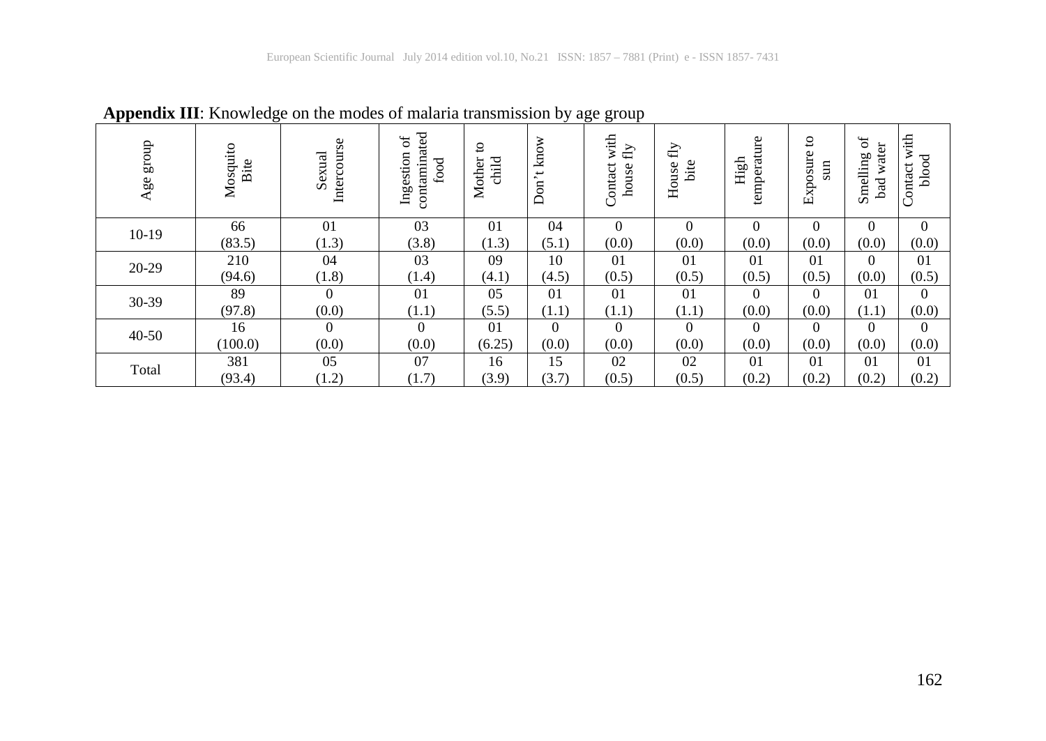**Appendix III**: Knowledge on the modes of malaria transmission by age group

| Age group | Mosquito Bite | Sexual Intercourse | Ingestion of contaminated food | Mother to child | Don't know | Contact with house fly | House fly bite | High temperature | Exposure to sun | Smelling of bad water | Contact with blood |
|---|---|---|---|---|---|---|---|---|---|---|---|
| 10-19 | 66 (83.5) | 01 (1.3) | 03 (3.8) | 01 (1.3) | 04 (5.1) | 0 (0.0) | 0 (0.0) | 0 (0.0) | 0 (0.0) | 0 (0.0) | 0 (0.0) |
| 20-29 | 210 (94.6) | 04 (1.8) | 03 (1.4) | 09 (4.1) | 10 (4.5) | 01 (0.5) | 01 (0.5) | 01 (0.5) | 01 (0.5) | 0 (0.0) | 01 (0.5) |
| 30-39 | 89 (97.8) | 0 (0.0) | 01 (1.1) | 05 (5.5) | 01 (1.1) | 01 (1.1) | 01 (1.1) | 0 (0.0) | 0 (0.0) | 01 (1.1) | 0 (0.0) |
| 40-50 | 16 (100.0) | 0 (0.0) | 0 (0.0) | 01 (6.25) | 0 (0.0) | 0 (0.0) | 0 (0.0) | 0 (0.0) | 0 (0.0) | 0 (0.0) | 0 (0.0) |
| Total | 381 (93.4) | 05 (1.2) | 07 (1.7) | 16 (3.9) | 15 (3.7) | 02 (0.5) | 02 (0.5) | 01 (0.2) | 01 (0.2) | 01 (0.2) | 01 (0.2) |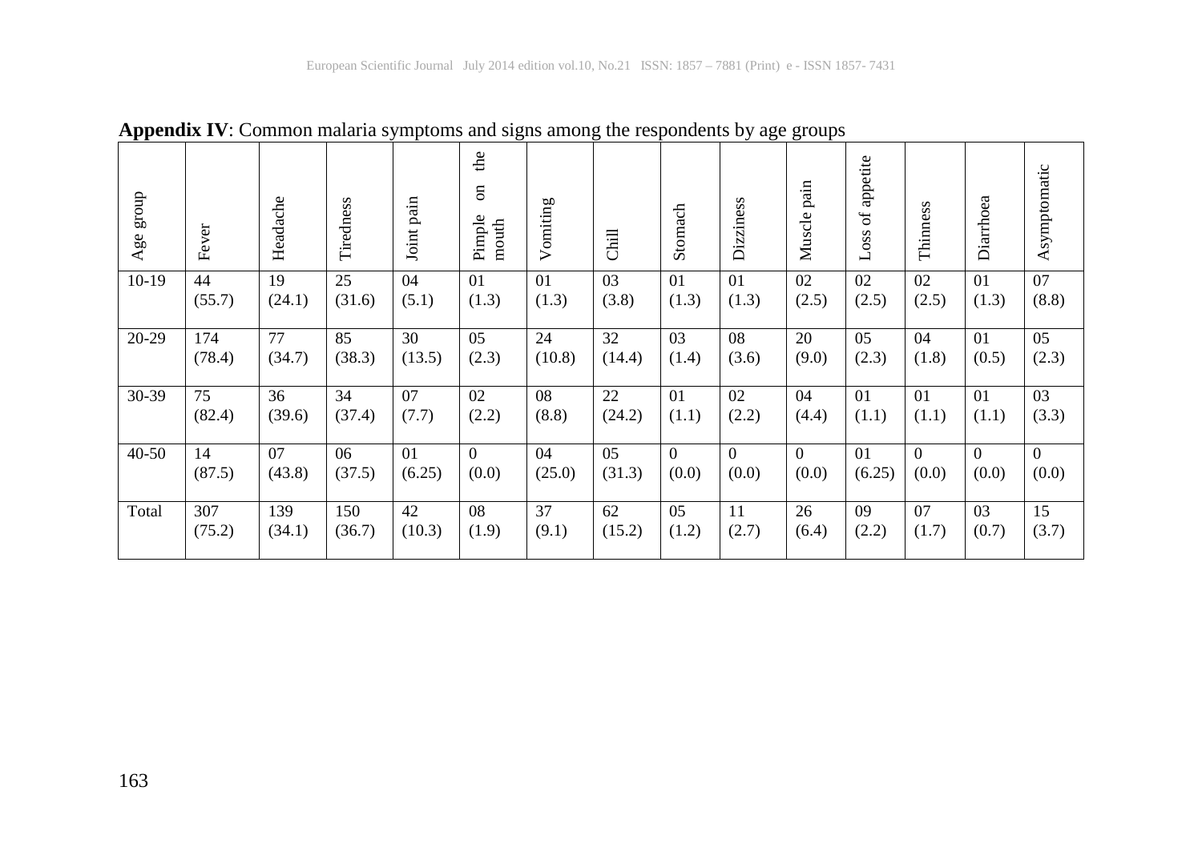**Appendix IV**: Common malaria symptoms and signs among the respondents by age groups

| Age group | Fever | Headache | Tiredness | Joint pain | Pimple on the mouth | Vomiting | Chill | Stomach | Dizziness | Muscle pain | Loss of appetite | Thinness | Diarrhoea | Asymptomatic |
|---|---|---|---|---|---|---|---|---|---|---|---|---|---|---|
| 10-19 | 44 (55.7) | 19 (24.1) | 25 (31.6) | 04 (5.1) | 01 (1.3) | 01 (1.3) | 03 (3.8) | 01 (1.3) | 01 (1.3) | 02 (2.5) | 02 (2.5) | 02 (2.5) | 01 (1.3) | 07 (8.8) |
| 20-29 | 174 (78.4) | 77 (34.7) | 85 (38.3) | 30 (13.5) | 05 (2.3) | 24 (10.8) | 32 (14.4) | 03 (1.4) | 08 (3.6) | 20 (9.0) | 05 (2.3) | 04 (1.8) | 01 (0.5) | 05 (2.3) |
| 30-39 | 75 (82.4) | 36 (39.6) | 34 (37.4) | 07 (7.7) | 02 (2.2) | 08 (8.8) | 22 (24.2) | 01 (1.1) | 02 (2.2) | 04 (4.4) | 01 (1.1) | 01 (1.1) | 01 (1.1) | 03 (3.3) |
| 40-50 | 14 (87.5) | 07 (43.8) | 06 (37.5) | 01 (6.25) | 0 (0.0) | 04 (25.0) | 05 (31.3) | 0 (0.0) | 0 (0.0) | 0 (0.0) | 01 (6.25) | 0 (0.0) | 0 (0.0) | 0 (0.0) |
| Total | 307 (75.2) | 139 (34.1) | 150 (36.7) | 42 (10.3) | 08 (1.9) | 37 (9.1) | 62 (15.2) | 05 (1.2) | 11 (2.7) | 26 (6.4) | 09 (2.2) | 07 (1.7) | 03 (0.7) | 15 (3.7) |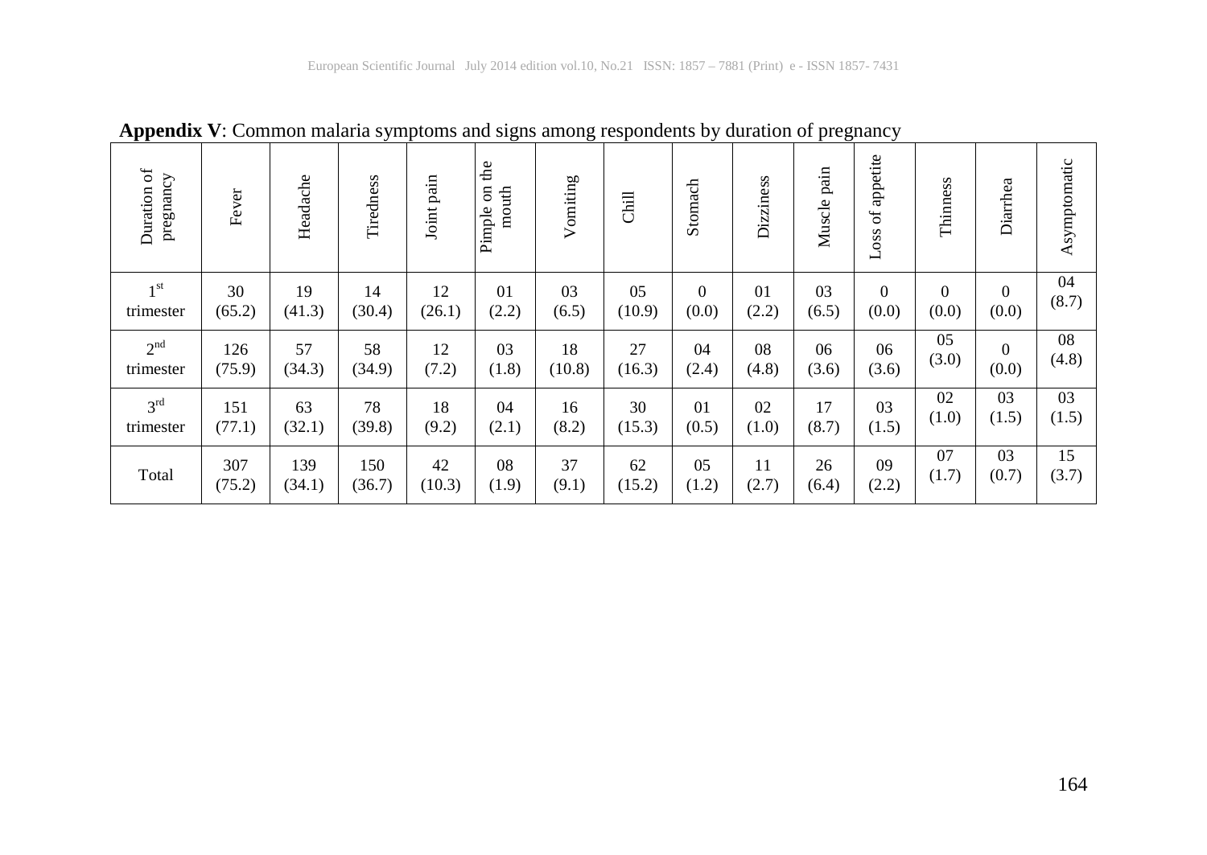**Appendix V**: Common malaria symptoms and signs among respondents by duration of pregnancy

| Duration of pregnancy | Fever | Headache | Tiredness | Joint pain | Pimple on the mouth | Vomiting | Chill | Stomach | Dizziness | Muscle pain | Loss of appetite | Thinness | Diarrhea | Asymptomatic |
|---|---|---|---|---|---|---|---|---|---|---|---|---|---|---|
| 1st trimester | 30 (65.2) | 19 (41.3) | 14 (30.4) | 12 (26.1) | 01 (2.2) | 03 (6.5) | 05 (10.9) | 0 (0.0) | 01 (2.2) | 03 (6.5) | 0 (0.0) | 0 (0.0) | 0 (0.0) | 04 (8.7) |
| 2nd trimester | 126 (75.9) | 57 (34.3) | 58 (34.9) | 12 (7.2) | 03 (1.8) | 18 (10.8) | 27 (16.3) | 04 (2.4) | 08 (4.8) | 06 (3.6) | 06 (3.6) | 05 (3.0) | 0 (0.0) | 08 (4.8) |
| 3rd trimester | 151 (77.1) | 63 (32.1) | 78 (39.8) | 18 (9.2) | 04 (2.1) | 16 (8.2) | 30 (15.3) | 01 (0.5) | 02 (1.0) | 17 (8.7) | 03 (1.5) | 02 (1.0) | 03 (1.5) | 03 (1.5) |
| Total | 307 (75.2) | 139 (34.1) | 150 (36.7) | 42 (10.3) | 08 (1.9) | 37 (9.1) | 62 (15.2) | 05 (1.2) | 11 (2.7) | 26 (6.4) | 09 (2.2) | 07 (1.7) | 03 (0.7) | 15 (3.7) |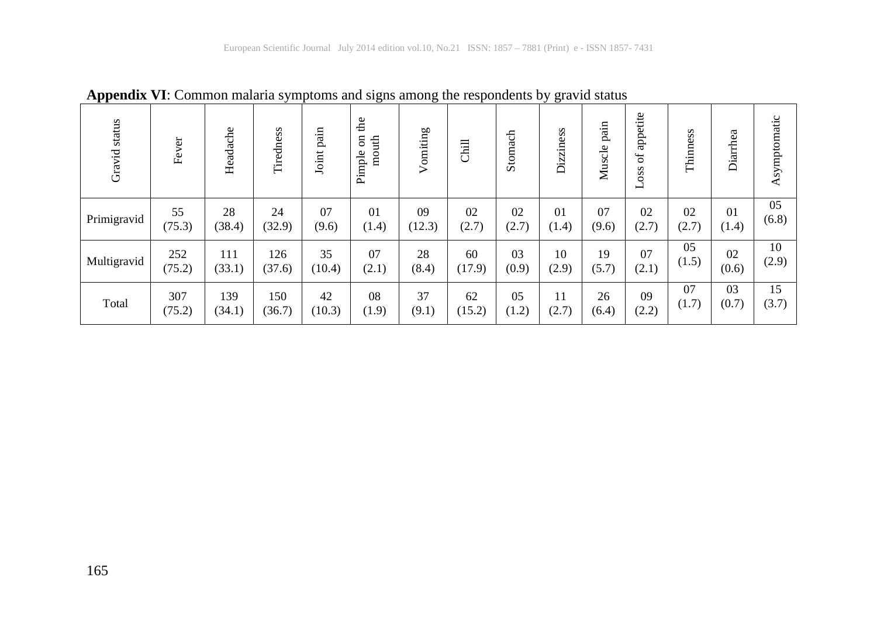**Appendix VI**: Common malaria symptoms and signs among the respondents by gravid status

| Gravid status | Fever | Headache | Tiredness | Joint pain | Pimple on the mouth | Vomiting | Chill | Stomach | Dizziness | Muscle pain | Loss of appetite | Thinness | Diarrhea | Asymptomatic |
|---|---|---|---|---|---|---|---|---|---|---|---|---|---|---|
| Primigravid | 55 (75.3) | 28 (38.4) | 24 (32.9) | 07 (9.6) | 01 (1.4) | 09 (12.3) | 02 (2.7) | 02 (2.7) | 01 (1.4) | 07 (9.6) | 02 (2.7) | 02 (2.7) | 01 (1.4) | 05 (6.8) |
| Multigravid | 252 (75.2) | 111 (33.1) | 126 (37.6) | 35 (10.4) | 07 (2.1) | 28 (8.4) | 60 (17.9) | 03 (0.9) | 10 (2.9) | 19 (5.7) | 07 (2.1) | 05 (1.5) | 02 (0.6) | 10 (2.9) |
| Total | 307 (75.2) | 139 (34.1) | 150 (36.7) | 42 (10.3) | 08 (1.9) | 37 (9.1) | 62 (15.2) | 05 (1.2) | 11 (2.7) | 26 (6.4) | 09 (2.2) | 07 (1.7) | 03 (0.7) | 15 (3.7) |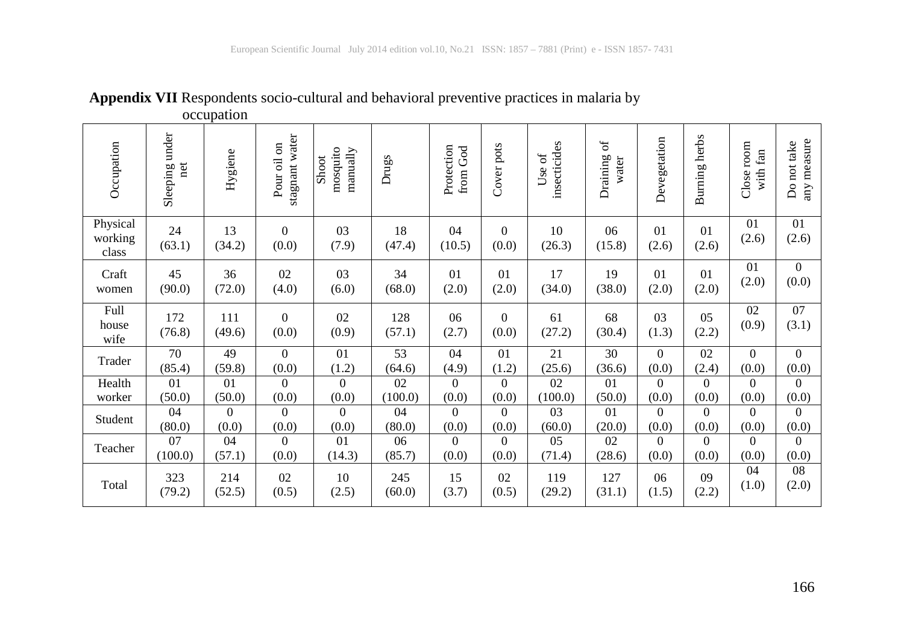**Appendix VII** Respondents socio-cultural and behavioral preventive practices in malaria by occupation

| Occupation | Sleeping under net | Hygiene | Pour oil on stagnant water | Shoot mosquito manually | Drugs | Protection from God | Cover pots | Use of insecticides | Draining of water | Devegetation | Burning herbs | Close room with fan | Do not take any measure |
|---|---|---|---|---|---|---|---|---|---|---|---|---|---|
| Physical working class | 24 (63.1) | 13 (34.2) | 0 (0.0) | 03 (7.9) | 18 (47.4) | 04 (10.5) | 0 (0.0) | 10 (26.3) | 06 (15.8) | 01 (2.6) | 01 (2.6) | 01 (2.6) | 01 (2.6) |
| Craft women | 45 (90.0) | 36 (72.0) | 02 (4.0) | 03 (6.0) | 34 (68.0) | 01 (2.0) | 01 (2.0) | 17 (34.0) | 19 (38.0) | 01 (2.0) | 01 (2.0) | 01 (2.0) | 0 (0.0) |
| Full house wife | 172 (76.8) | 111 (49.6) | 0 (0.0) | 02 (0.9) | 128 (57.1) | 06 (2.7) | 0 (0.0) | 61 (27.2) | 68 (30.4) | 03 (1.3) | 05 (2.2) | 02 (0.9) | 07 (3.1) |
| Trader | 70 (85.4) | 49 (59.8) | 0 (0.0) | 01 (1.2) | 53 (64.6) | 04 (4.9) | 01 (1.2) | 21 (25.6) | 30 (36.6) | 0 (0.0) | 02 (2.4) | 0 (0.0) | 0 (0.0) |
| Health worker | 01 (50.0) | 01 (50.0) | 0 (0.0) | 0 (0.0) | 02 (100.0) | 0 (0.0) | 0 (0.0) | 02 (100.0) | 01 (50.0) | 0 (0.0) | 0 (0.0) | 0 (0.0) | 0 (0.0) |
| Student | 04 (80.0) | 0 (0.0) | 0 (0.0) | 0 (0.0) | 04 (80.0) | 0 (0.0) | 0 (0.0) | 03 (60.0) | 01 (20.0) | 0 (0.0) | 0 (0.0) | 0 (0.0) | 0 (0.0) |
| Teacher | 07 (100.0) | 04 (57.1) | 0 (0.0) | 01 (14.3) | 06 (85.7) | 0 (0.0) | 0 (0.0) | 05 (71.4) | 02 (28.6) | 0 (0.0) | 0 (0.0) | 0 (0.0) | 0 (0.0) |
| Total | 323 (79.2) | 214 (52.5) | 02 (0.5) | 10 (2.5) | 245 (60.0) | 15 (3.7) | 02 (0.5) | 119 (29.2) | 127 (31.1) | 06 (1.5) | 09 (2.2) | 04 (1.0) | 08 (2.0) |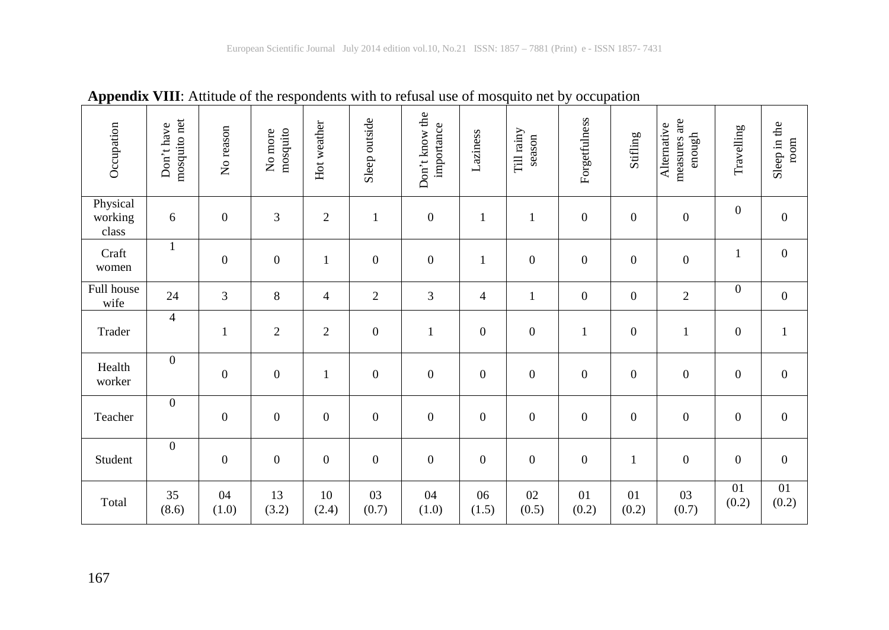**Appendix VIII**: Attitude of the respondents with to refusal use of mosquito net by occupation

| Occupation | Don't have mosquito net | No reason | No more mosquito | Hot weather | Sleep outside | Don't know the importance | Laziness | Till rainy season | Forgetfulness | Stifling | Alternative measures are enough | Travelling | Sleep in the room |
|---|---|---|---|---|---|---|---|---|---|---|---|---|---|
| Physical working class | 6 | 0 | 3 | 2 | 1 | 0 | 1 | 1 | 0 | 0 | 0 | 0 | 0 |
| Craft women | 1 | 0 | 0 | 1 | 0 | 0 | 1 | 0 | 0 | 0 | 0 | 1 | 0 |
| Full house wife | 24 | 3 | 8 | 4 | 2 | 3 | 4 | 1 | 0 | 0 | 2 | 0 | 0 |
| Trader | 4 | 1 | 2 | 2 | 0 | 1 | 0 | 0 | 1 | 0 | 1 | 0 | 1 |
| Health worker | 0 | 0 | 0 | 1 | 0 | 0 | 0 | 0 | 0 | 0 | 0 | 0 | 0 |
| Teacher | 0 | 0 | 0 | 0 | 0 | 0 | 0 | 0 | 0 | 0 | 0 | 0 | 0 |
| Student | 0 | 0 | 0 | 0 | 0 | 0 | 0 | 0 | 0 | 1 | 0 | 0 | 0 |
| Total | 35 (8.6) | 04 (1.0) | 13 (3.2) | 10 (2.4) | 03 (0.7) | 04 (1.0) | 06 (1.5) | 02 (0.5) | 01 (0.2) | 01 (0.2) | 03 (0.7) | 01 (0.2) | 01 (0.2) |